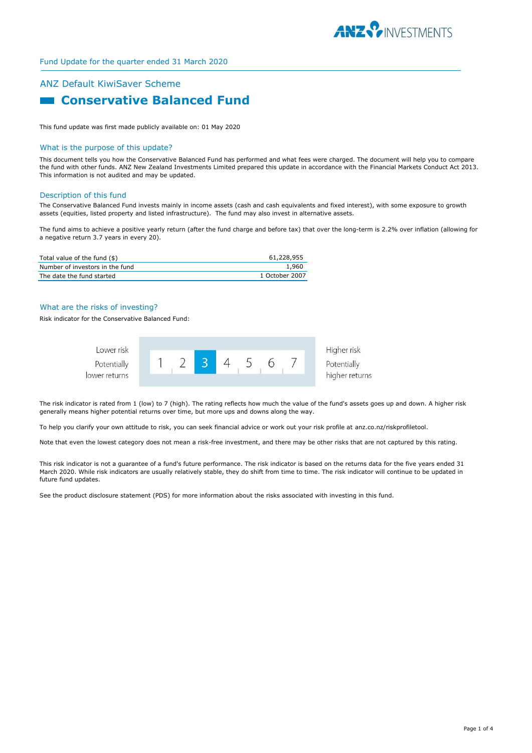Fund Update for the quarter ended 31 March 2020

## ANZ Default KiwiSaver Scheme

# Conservative Balanced Fund

This fund update was first made publicly available on: 01 May 2020

### What is the purpose of this update?

This document tells you how the Conservative Balanced Fund has performed and what fees were charged. The document will help you to compare the fund with other funds. ANZ New Zealand Investments Limited prepared this update in accordance with the Financial Markets Conduct Act 2013. This information is not audited and may be updated.

### Description of this fund

The Conservative Balanced Fund invests mainly in income assets (cash and cash equivalents and fixed interest), with some exposure to growth assets (equities, listed property and listed infrastructure). The fund may also invest in alternative assets.

The fund aims to achieve a positive yearly return (after the fund charge and before tax) that over the long-term is 2.2% over inflation (allowing for a negative return 3.7 years in every 20).

| | |
|---|---|
| Total value of the fund ($) | 61,228,955 |
| Number of investors in the fund | 1,960 |
| The date the fund started | 1 October 2007 |

### What are the risks of investing?

Risk indicator for the Conservative Balanced Fund:

| Lower risk / Potentially lower returns | 1 | 2 | **3** | 4 | 5 | 6 | 7 | Higher risk / Potentially higher returns |
|---|---|---|---|---|---|---|---|---|

The risk indicator is rated from 1 (low) to 7 (high). The rating reflects how much the value of the fund's assets goes up and down. A higher risk generally means higher potential returns over time, but more ups and downs along the way.

To help you clarify your own attitude to risk, you can seek financial advice or work out your risk profile at anz.co.nz/riskprofiletool.

Note that even the lowest category does not mean a risk-free investment, and there may be other risks that are not captured by this rating.

This risk indicator is not a guarantee of a fund's future performance. The risk indicator is based on the returns data for the five years ended 31 March 2020. While risk indicators are usually relatively stable, they do shift from time to time. The risk indicator will continue to be updated in future fund updates.

See the product disclosure statement (PDS) for more information about the risks associated with investing in this fund.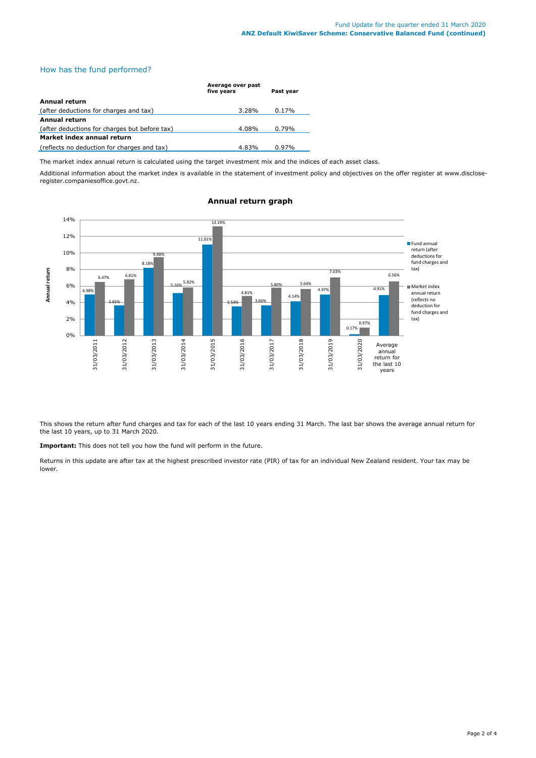## How has the fund performed?

| | Average over past five years | Past year |
|---|---|---|
| **Annual return** | | |
| (after deductions for charges and tax) | 3.28% | 0.17% |
| **Annual return** | | |
| (after deductions for charges but before tax) | 4.08% | 0.79% |
| **Market index annual return** | | |
| (reflects no deduction for charges and tax) | 4.83% | 0.97% |

The market index annual return is calculated using the target investment mix and the indices of each asset class.

Additional information about the market index is available in the statement of investment policy and objectives on the offer register at www.disclose-register.companiesoffice.govt.nz.

### Annual return graph

| Year | Fund annual return (after deductions for fund charges and tax) | Market index annual return (reflects no deduction for fund charges and tax) |
|---|---|---|
| 31/03/2011 | 4.98% | 6.47% |
| 31/03/2012 | 3.65% | 6.81% |
| 31/03/2013 | 8.18% | 9.48% |
| 31/03/2014 | 5.16% | 5.82% |
| 31/03/2015 | 11.01% | 13.19% |
| 31/03/2016 | 3.54% | 4.81% |
| 31/03/2017 | 3.66% | 5.80% |
| 31/03/2018 | 4.14% | 5.64% |
| 31/03/2019 | 4.97% | 7.03% |
| 31/03/2020 | 0.17% | 0.97% |
| Average annual return for the last 10 years | 4.91% | 6.56% |

This shows the return after fund charges and tax for each of the last 10 years ending 31 March. The last bar shows the average annual return for the last 10 years, up to 31 March 2020.

**Important:** This does not tell you how the fund will perform in the future.

Returns in this update are after tax at the highest prescribed investor rate (PIR) of tax for an individual New Zealand resident. Your tax may be lower.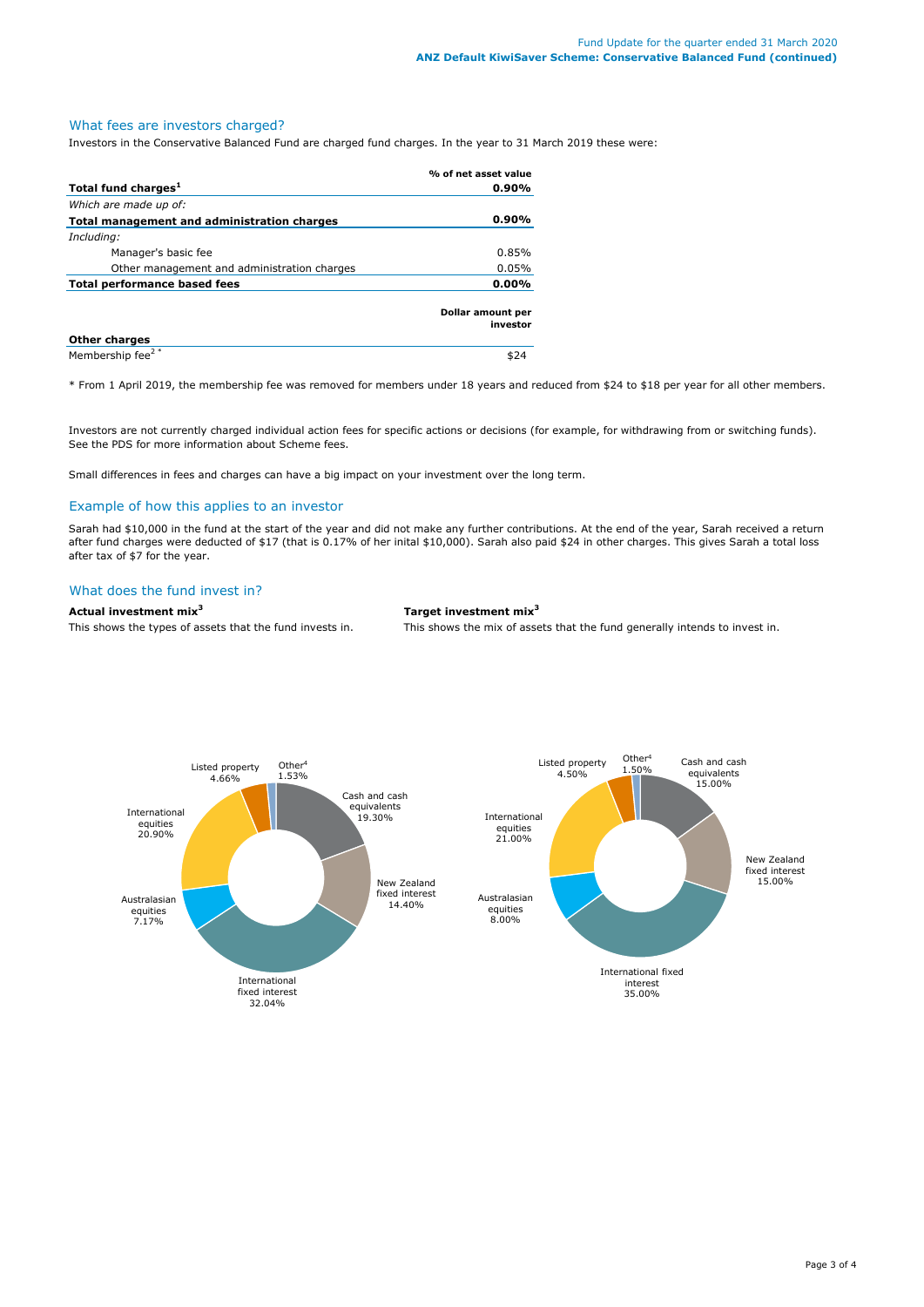## What fees are investors charged?

Investors in the Conservative Balanced Fund are charged fund charges. In the year to 31 March 2019 these were:

| | % of net asset value |
|---|---|
| **Total fund charges[1]** | **0.90%** |
| *Which are made up of:* | |
| **Total management and administration charges** | **0.90%** |
| *Including:* | |
| Manager's basic fee | 0.85% |
| Other management and administration charges | 0.05% |
| **Total performance based fees** | **0.00%** |

| **Other charges** | **Dollar amount per investor** |
|---|---|
| Membership fee[2 *] | $24 |

* From 1 April 2019, the membership fee was removed for members under 18 years and reduced from $24 to $18 per year for all other members.

Investors are not currently charged individual action fees for specific actions or decisions (for example, for withdrawing from or switching funds). See the PDS for more information about Scheme fees.

Small differences in fees and charges can have a big impact on your investment over the long term.

## Example of how this applies to an investor

Sarah had $10,000 in the fund at the start of the year and did not make any further contributions. At the end of the year, Sarah received a return after fund charges were deducted of $17 (that is 0.17% of her inital $10,000). Sarah also paid $24 in other charges. This gives Sarah a total loss after tax of $7 for the year.

## What does the fund invest in?

**Actual investment mix[3]**

This shows the types of assets that the fund invests in.

| Asset | Actual |
|---|---|
| Cash and cash equivalents | 19.30% |
| New Zealand fixed interest | 14.40% |
| International fixed interest | 32.04% |
| Australasian equities | 7.17% |
| International equities | 20.90% |
| Listed property | 4.66% |
| Other[4] | 1.53% |

**Target investment mix[3]**

This shows the mix of assets that the fund generally intends to invest in.

| Asset | Target |
|---|---|
| Cash and cash equivalents | 15.00% |
| New Zealand fixed interest | 15.00% |
| International fixed interest | 35.00% |
| Australasian equities | 8.00% |
| International equities | 21.00% |
| Listed property | 4.50% |
| Other[4] | 1.50% |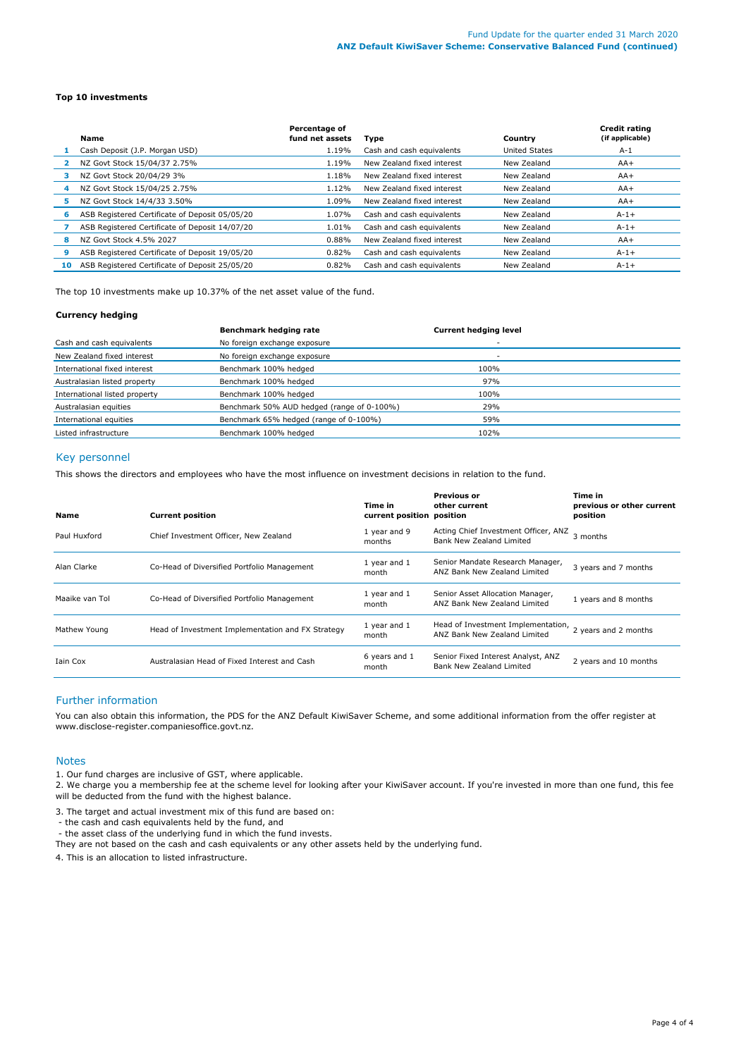### Top 10 investments

| | Name | Percentage of fund net assets | Type | Country | Credit rating (if applicable) |
|---|---|---|---|---|---|
| 1 | Cash Deposit (J.P. Morgan USD) | 1.19% | Cash and cash equivalents | United States | A-1 |
| 2 | NZ Govt Stock 15/04/37 2.75% | 1.19% | New Zealand fixed interest | New Zealand | AA+ |
| 3 | NZ Govt Stock 20/04/29 3% | 1.18% | New Zealand fixed interest | New Zealand | AA+ |
| 4 | NZ Govt Stock 15/04/25 2.75% | 1.12% | New Zealand fixed interest | New Zealand | AA+ |
| 5 | NZ Govt Stock 14/4/33 3.50% | 1.09% | New Zealand fixed interest | New Zealand | AA+ |
| 6 | ASB Registered Certificate of Deposit 05/05/20 | 1.07% | Cash and cash equivalents | New Zealand | A-1+ |
| 7 | ASB Registered Certificate of Deposit 14/07/20 | 1.01% | Cash and cash equivalents | New Zealand | A-1+ |
| 8 | NZ Govt Stock 4.5% 2027 | 0.88% | New Zealand fixed interest | New Zealand | AA+ |
| 9 | ASB Registered Certificate of Deposit 19/05/20 | 0.82% | Cash and cash equivalents | New Zealand | A-1+ |
| 10 | ASB Registered Certificate of Deposit 25/05/20 | 0.82% | Cash and cash equivalents | New Zealand | A-1+ |

The top 10 investments make up 10.37% of the net asset value of the fund.

### Currency hedging

| | Benchmark hedging rate | Current hedging level |
|---|---|---|
| Cash and cash equivalents | No foreign exchange exposure | - |
| New Zealand fixed interest | No foreign exchange exposure | - |
| International fixed interest | Benchmark 100% hedged | 100% |
| Australasian listed property | Benchmark 100% hedged | 97% |
| International listed property | Benchmark 100% hedged | 100% |
| Australasian equities | Benchmark 50% AUD hedged (range of 0-100%) | 29% |
| International equities | Benchmark 65% hedged (range of 0-100%) | 59% |
| Listed infrastructure | Benchmark 100% hedged | 102% |

## Key personnel

This shows the directors and employees who have the most influence on investment decisions in relation to the fund.

| Name | Current position | Time in current position | Previous or other current position | Time in previous or other current position |
|---|---|---|---|---|
| Paul Huxford | Chief Investment Officer, New Zealand | 1 year and 9 months | Acting Chief Investment Officer, ANZ Bank New Zealand Limited | 3 months |
| Alan Clarke | Co-Head of Diversified Portfolio Management | 1 year and 1 month | Senior Mandate Research Manager, ANZ Bank New Zealand Limited | 3 years and 7 months |
| Maaike van Tol | Co-Head of Diversified Portfolio Management | 1 year and 1 month | Senior Asset Allocation Manager, ANZ Bank New Zealand Limited | 1 years and 8 months |
| Mathew Young | Head of Investment Implementation and FX Strategy | 1 year and 1 month | Head of Investment Implementation, ANZ Bank New Zealand Limited | 2 years and 2 months |
| Iain Cox | Australasian Head of Fixed Interest and Cash | 6 years and 1 month | Senior Fixed Interest Analyst, ANZ Bank New Zealand Limited | 2 years and 10 months |

## Further information

You can also obtain this information, the PDS for the ANZ Default KiwiSaver Scheme, and some additional information from the offer register at www.disclose-register.companiesoffice.govt.nz.

## Notes

1. Our fund charges are inclusive of GST, where applicable.
2. We charge you a membership fee at the scheme level for looking after your KiwiSaver account. If you're invested in more than one fund, this fee will be deducted from the fund with the highest balance.
3. The target and actual investment mix of this fund are based on:
 - the cash and cash equivalents held by the fund, and
 - the asset class of the underlying fund in which the fund invests.

 They are not based on the cash and cash equivalents or any other assets held by the underlying fund.
4. This is an allocation to listed infrastructure.